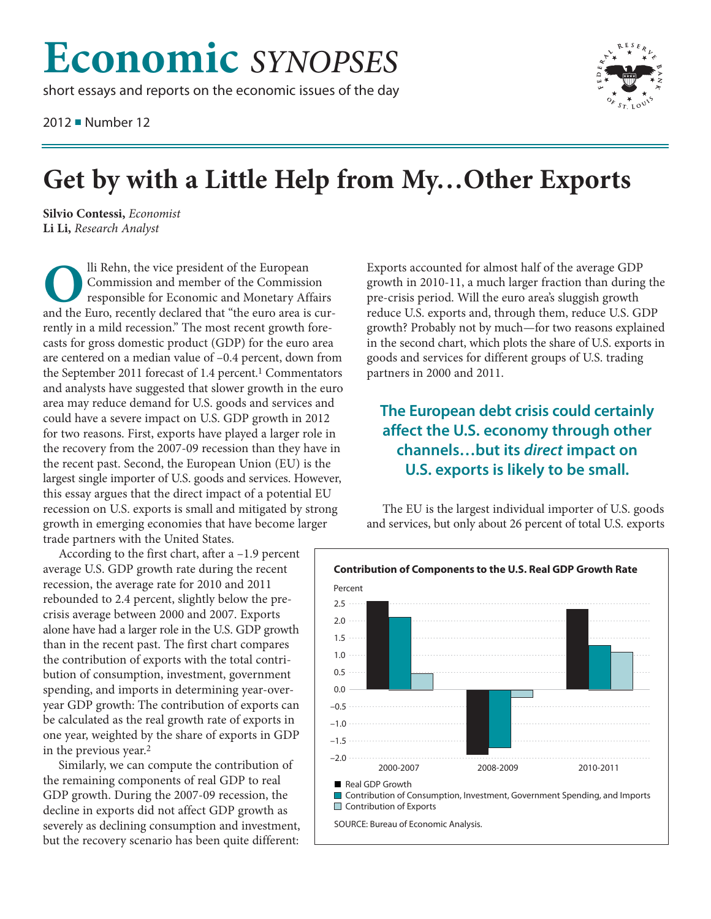# Economic *SYNOPSES*

short essays and reports on the economic issues of the day

2012 ■ Number 12

# Get by with a Little Help from My…Other Exports

**Silvio Contessi,** *Economist*
**Li Li,** *Research Analyst*

Olli Rehn, the vice president of the European Commission and member of the Commission responsible for Economic and Monetary Affairs and the Euro, recently declared that "the euro area is currently in a mild recession." The most recent growth forecasts for gross domestic product (GDP) for the euro area are centered on a median value of –0.4 percent, down from the September 2011 forecast of 1.4 percent.[1] Commentators and analysts have suggested that slower growth in the euro area may reduce demand for U.S. goods and services and could have a severe impact on U.S. GDP growth in 2012 for two reasons. First, exports have played a larger role in the recovery from the 2007-09 recession than they have in the recent past. Second, the European Union (EU) is the largest single importer of U.S. goods and services. However, this essay argues that the direct impact of a potential EU recession on U.S. exports is small and mitigated by strong growth in emerging economies that have become larger trade partners with the United States.

According to the first chart, after a –1.9 percent average U.S. GDP growth rate during the recent recession, the average rate for 2010 and 2011 rebounded to 2.4 percent, slightly below the pre-crisis average between 2000 and 2007. Exports alone have had a larger role in the U.S. GDP growth than in the recent past. The first chart compares the contribution of exports with the total contribution of consumption, investment, government spending, and imports in determining year-over-year GDP growth: The contribution of exports can be calculated as the real growth rate of exports in one year, weighted by the share of exports in GDP in the previous year.[2]

Similarly, we can compute the contribution of the remaining components of real GDP to real GDP growth. During the 2007-09 recession, the decline in exports did not affect GDP growth as severely as declining consumption and investment, but the recovery scenario has been quite different: Exports accounted for almost half of the average GDP growth in 2010-11, a much larger fraction than during the pre-crisis period. Will the euro area's sluggish growth reduce U.S. exports and, through them, reduce U.S. GDP growth? Probably not by much—for two reasons explained in the second chart, which plots the share of U.S. exports in goods and services for different groups of U.S. trading partners in 2000 and 2011.

> **The European debt crisis could certainly affect the U.S. economy through other channels…but its *direct* impact on U.S. exports is likely to be small.**

The EU is the largest individual importer of U.S. goods and services, but only about 26 percent of total U.S. exports

**Contribution of Components to the U.S. Real GDP Growth Rate**

| Period | Real GDP Growth (%) | Contribution of Consumption, Investment, Government Spending, and Imports (%) | Contribution of Exports (%) |
|---|---|---|---|
| 2000-2007 | ~2.55 | ~2.1 | ~0.45 |
| 2008-2009 | ~–1.9 | ~–1.7 | ~–0.2 |
| 2010-2011 | ~2.35 | ~1.3 | ~1.1 |

SOURCE: Bureau of Economic Analysis.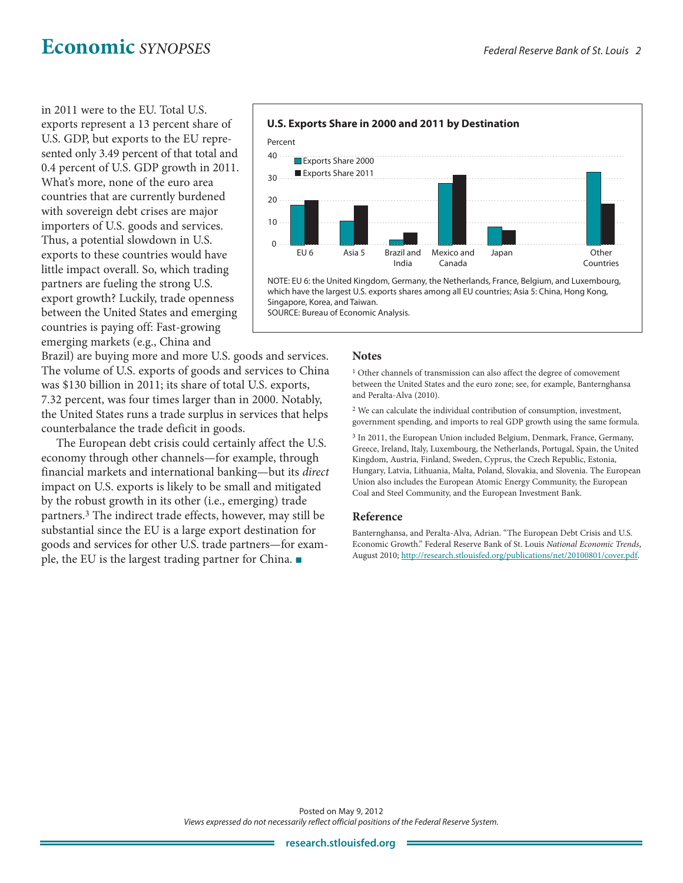in 2011 were to the EU. Total U.S. exports represent a 13 percent share of U.S. GDP, but exports to the EU represented only 3.49 percent of that total and 0.4 percent of U.S. GDP growth in 2011. What's more, none of the euro area countries that are currently burdened with sovereign debt crises are major importers of U.S. goods and services. Thus, a potential slowdown in U.S. exports to these countries would have little impact overall. So, which trading partners are fueling the strong U.S. export growth? Luckily, trade openness between the United States and emerging countries is paying off: Fast-growing emerging markets (e.g., China and Brazil) are buying more and more U.S. goods and services. The volume of U.S. exports of goods and services to China was $130 billion in 2011; its share of total U.S. exports, 7.32 percent, was four times larger than in 2000. Notably, the United States runs a trade surplus in services that helps counterbalance the trade deficit in goods.

The European debt crisis could certainly affect the U.S. economy through other channels—for example, through financial markets and international banking—but its *direct* impact on U.S. exports is likely to be small and mitigated by the robust growth in its other (i.e., emerging) trade partners.[3] The indirect trade effects, however, may still be substantial since the EU is a large export destination for goods and services for other U.S. trade partners—for example, the EU is the largest trading partner for China. ■

**U.S. Exports Share in 2000 and 2011 by Destination**

Percent

40
30
20
10
0

Exports Share 2000
Exports Share 2011

EU 6
Asia 5
Brazil and India
Mexico and Canada
Japan
Other Countries

NOTE: EU 6: the United Kingdom, Germany, the Netherlands, France, Belgium, and Luxembourg, which have the largest U.S. exports shares among all EU countries; Asia 5: China, Hong Kong, Singapore, Korea, and Taiwan.
SOURCE: Bureau of Economic Analysis.

## Notes

[1] Other channels of transmission can also affect the degree of comovement between the United States and the euro zone; see, for example, Banternghansa and Peralta-Alva (2010).

[2] We can calculate the individual contribution of consumption, investment, government spending, and imports to real GDP growth using the same formula.

[3] In 2011, the European Union included Belgium, Denmark, France, Germany, Greece, Ireland, Italy, Luxembourg, the Netherlands, Portugal, Spain, the United Kingdom, Austria, Finland, Sweden, Cyprus, the Czech Republic, Estonia, Hungary, Latvia, Lithuania, Malta, Poland, Slovakia, and Slovenia. The European Union also includes the European Atomic Energy Community, the European Coal and Steel Community, and the European Investment Bank.

## Reference

Banternghansa, and Peralta-Alva, Adrian. "The European Debt Crisis and U.S. Economic Growth." Federal Reserve Bank of St. Louis *National Economic Trends*, August 2010; http://research.stlouisfed.org/publications/net/20100801/cover.pdf.

Posted on May 9, 2012

*Views expressed do not necessarily reflect official positions of the Federal Reserve System.*